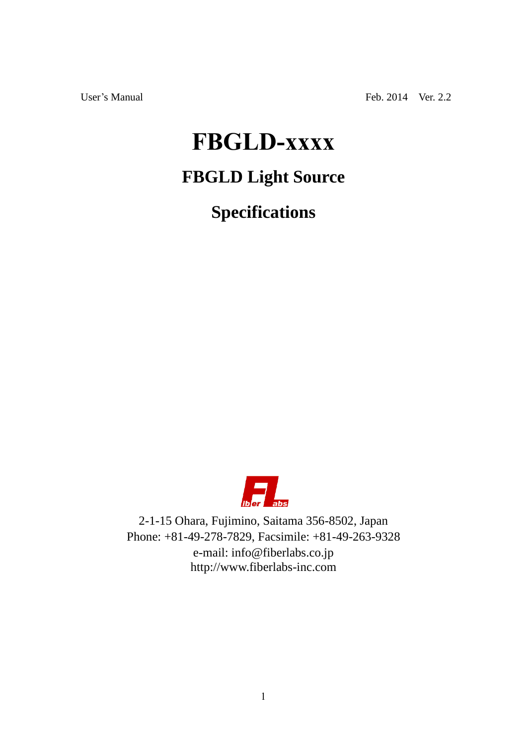User's Manual Feb. 2014 Ver. 2.2

# FBGLD-xxxx

## FBGLD Light Source

## Specifications

2-1-15 Ohara, Fujimino, Saitama 356-8502, Japan
Phone: +81-49-278-7829, Facsimile: +81-49-263-9328
e-mail: info@fiberlabs.co.jp
http://www.fiberlabs-inc.com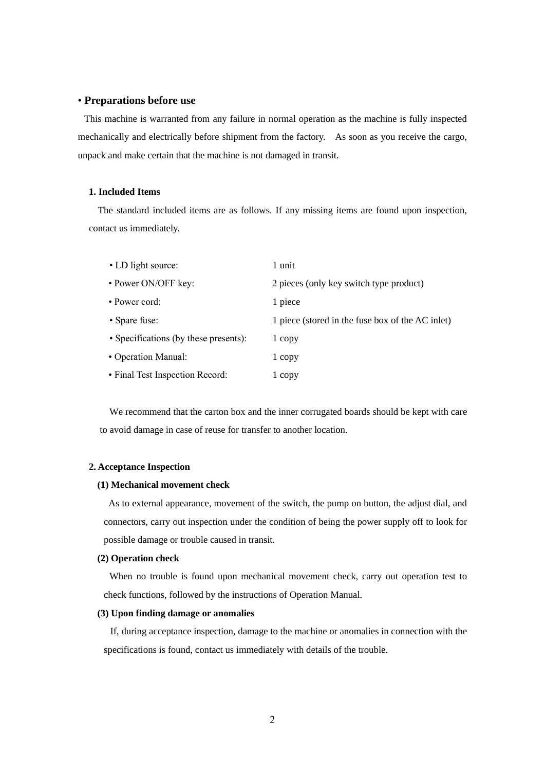## • Preparations before use

This machine is warranted from any failure in normal operation as the machine is fully inspected mechanically and electrically before shipment from the factory. As soon as you receive the cargo, unpack and make certain that the machine is not damaged in transit.

### 1. Included Items

The standard included items are as follows. If any missing items are found upon inspection, contact us immediately.

| | |
|---|---|
| • LD light source: | 1 unit |
| • Power ON/OFF key: | 2 pieces (only key switch type product) |
| • Power cord: | 1 piece |
| • Spare fuse: | 1 piece (stored in the fuse box of the AC inlet) |
| • Specifications (by these presents): | 1 copy |
| • Operation Manual: | 1 copy |
| • Final Test Inspection Record: | 1 copy |

We recommend that the carton box and the inner corrugated boards should be kept with care to avoid damage in case of reuse for transfer to another location.

### 2. Acceptance Inspection

**(1) Mechanical movement check**

As to external appearance, movement of the switch, the pump on button, the adjust dial, and connectors, carry out inspection under the condition of being the power supply off to look for possible damage or trouble caused in transit.

**(2) Operation check**

When no trouble is found upon mechanical movement check, carry out operation test to check functions, followed by the instructions of Operation Manual.

**(3) Upon finding damage or anomalies**

If, during acceptance inspection, damage to the machine or anomalies in connection with the specifications is found, contact us immediately with details of the trouble.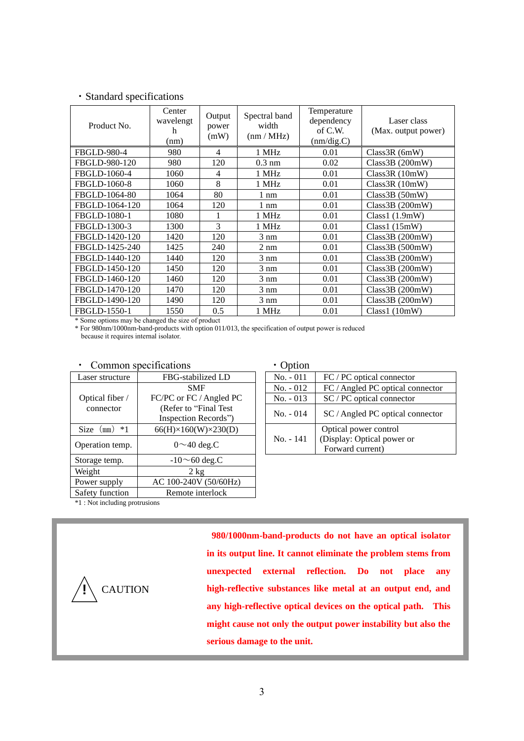・Standard specifications

| Product No. | Center wavelength (nm) | Output power (mW) | Spectral band width (nm / MHz) | Temperature dependency of C.W. (nm/dig.C) | Laser class (Max. output power) |
|---|---|---|---|---|---|
| FBGLD-980-4 | 980 | 4 | 1 MHz | 0.01 | Class3R (6mW) |
| FBGLD-980-120 | 980 | 120 | 0.3 nm | 0.02 | Class3B (200mW) |
| FBGLD-1060-4 | 1060 | 4 | 1 MHz | 0.01 | Class3R (10mW) |
| FBGLD-1060-8 | 1060 | 8 | 1 MHz | 0.01 | Class3R (10mW) |
| FBGLD-1064-80 | 1064 | 80 | 1 nm | 0.01 | Class3B (50mW) |
| FBGLD-1064-120 | 1064 | 120 | 1 nm | 0.01 | Class3B (200mW) |
| FBGLD-1080-1 | 1080 | 1 | 1 MHz | 0.01 | Class1 (1.9mW) |
| FBGLD-1300-3 | 1300 | 3 | 1 MHz | 0.01 | Class1 (15mW) |
| FBGLD-1420-120 | 1420 | 120 | 3 nm | 0.01 | Class3B (200mW) |
| FBGLD-1425-240 | 1425 | 240 | 2 nm | 0.01 | Class3B (500mW) |
| FBGLD-1440-120 | 1440 | 120 | 3 nm | 0.01 | Class3B (200mW) |
| FBGLD-1450-120 | 1450 | 120 | 3 nm | 0.01 | Class3B (200mW) |
| FBGLD-1460-120 | 1460 | 120 | 3 nm | 0.01 | Class3B (200mW) |
| FBGLD-1470-120 | 1470 | 120 | 3 nm | 0.01 | Class3B (200mW) |
| FBGLD-1490-120 | 1490 | 120 | 3 nm | 0.01 | Class3B (200mW) |
| FBGLD-1550-1 | 1550 | 0.5 | 1 MHz | 0.01 | Class1 (10mW) |

* Some options may be changed the size of product
* For 980nm/1000nm-band-products with option 011/013, the specification of output power is reduced because it requires internal isolator.

・ Common specifications

| | |
|---|---|
| Laser structure | FBG-stabilized LD |
| Optical fiber / connector | SMF<br>FC/PC or FC / Angled PC<br>(Refer to "Final Test Inspection Records") |
| Size (mm) *1 | 66(H)×160(W)×230(D) |
| Operation temp. | 0～40 deg.C |
| Storage temp. | -10～60 deg.C |
| Weight | 2 kg |
| Power supply | AC 100-240V (50/60Hz) |
| Safety function | Remote interlock |

*1 : Not including protrusions

・Option

| | |
|---|---|
| No. - 011 | FC / PC optical connector |
| No. - 012 | FC / Angled PC optical connector |
| No. - 013 | SC / PC optical connector |
| No. - 014 | SC / Angled PC optical connector |
| No. - 141 | Optical power control<br>(Display: Optical power or Forward current) |

⚠ CAUTION

**980/1000nm-band-products do not have an optical isolator in its output line. It cannot eliminate the problem stems from unexpected external reflection. Do not place any high-reflective substances like metal at an output end, and any high-reflective optical devices on the optical path. This might cause not only the output power instability but also the serious damage to the unit.**